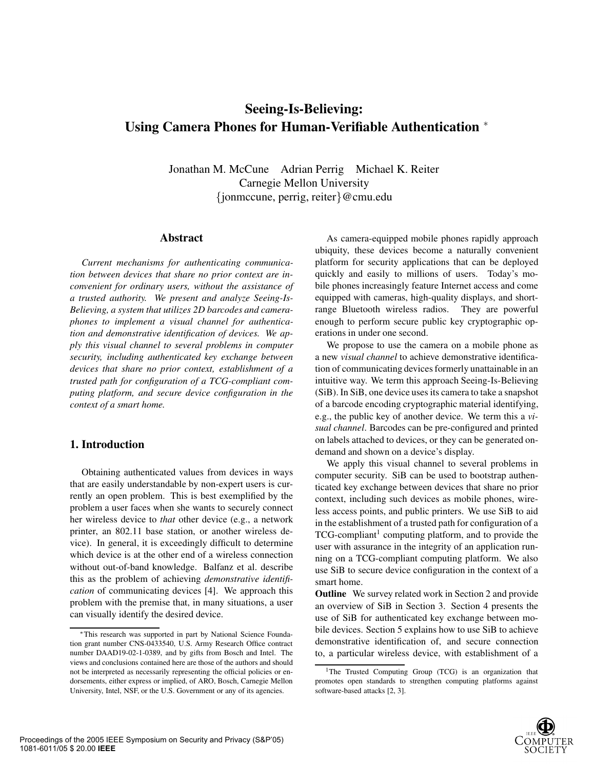# Seeing-Is-Believing: Using Camera Phones for Human-Verifiable Authentication *

Jonathan M. McCune    Adrian Perrig    Michael K. Reiter
Carnegie Mellon University
{jonmccune, perrig, reiter}@cmu.edu

## Abstract

*Current mechanisms for authenticating communication between devices that share no prior context are inconvenient for ordinary users, without the assistance of a trusted authority. We present and analyze Seeing-Is-Believing, a system that utilizes 2D barcodes and camera-phones to implement a visual channel for authentication and demonstrative identification of devices. We apply this visual channel to several problems in computer security, including authenticated key exchange between devices that share no prior context, establishment of a trusted path for configuration of a TCG-compliant computing platform, and secure device configuration in the context of a smart home.*

## 1. Introduction

Obtaining authenticated values from devices in ways that are easily understandable by non-expert users is currently an open problem. This is best exemplified by the problem a user faces when she wants to securely connect her wireless device to *that* other device (e.g., a network printer, an 802.11 base station, or another wireless device). In general, it is exceedingly difficult to determine which device is at the other end of a wireless connection without out-of-band knowledge. Balfanz et al. describe this as the problem of achieving *demonstrative identification* of communicating devices [4]. We approach this problem with the premise that, in many situations, a user can visually identify the desired device.

As camera-equipped mobile phones rapidly approach ubiquity, these devices become a naturally convenient platform for security applications that can be deployed quickly and easily to millions of users. Today's mobile phones increasingly feature Internet access and come equipped with cameras, high-quality displays, and short-range Bluetooth wireless radios. They are powerful enough to perform secure public key cryptographic operations in under one second.

We propose to use the camera on a mobile phone as a new *visual channel* to achieve demonstrative identification of communicating devices formerly unattainable in an intuitive way. We term this approach Seeing-Is-Believing (SiB). In SiB, one device uses its camera to take a snapshot of a barcode encoding cryptographic material identifying, e.g., the public key of another device. We term this a *visual channel*. Barcodes can be pre-configured and printed on labels attached to devices, or they can be generated on-demand and shown on a device's display.

We apply this visual channel to several problems in computer security. SiB can be used to bootstrap authenticated key exchange between devices that share no prior context, including such devices as mobile phones, wireless access points, and public printers. We use SiB to aid in the establishment of a trusted path for configuration of a TCG-compliant[1] computing platform, and to provide the user with assurance in the integrity of an application running on a TCG-compliant computing platform. We also use SiB to secure device configuration in the context of a smart home.

**Outline** We survey related work in Section 2 and provide an overview of SiB in Section 3. Section 4 presents the use of SiB for authenticated key exchange between mobile devices. Section 5 explains how to use SiB to achieve demonstrative identification of, and secure connection to, a particular wireless device, with establishment of a

*This research was supported in part by National Science Foundation grant number CNS-0433540, U.S. Army Research Office contract number DAAD19-02-1-0389, and by gifts from Bosch and Intel. The views and conclusions contained here are those of the authors and should not be interpreted as necessarily representing the official policies or endorsements, either express or implied, of ARO, Bosch, Carnegie Mellon University, Intel, NSF, or the U.S. Government or any of its agencies.

[1] The Trusted Computing Group (TCG) is an organization that promotes open standards to strengthen computing platforms against software-based attacks [2, 3].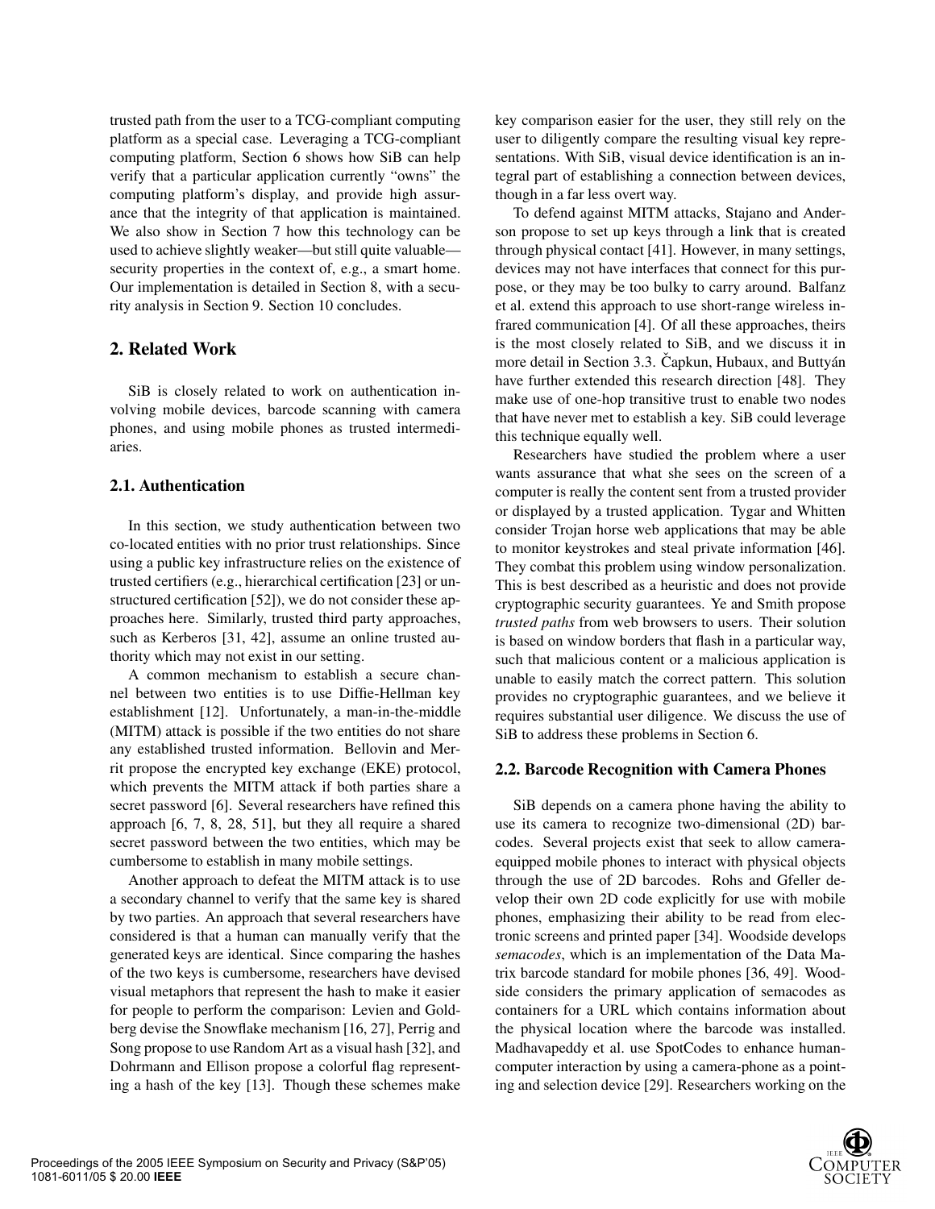trusted path from the user to a TCG-compliant computing platform as a special case. Leveraging a TCG-compliant computing platform, Section 6 shows how SiB can help verify that a particular application currently "owns" the computing platform's display, and provide high assurance that the integrity of that application is maintained. We also show in Section 7 how this technology can be used to achieve slightly weaker—but still quite valuable—security properties in the context of, e.g., a smart home. Our implementation is detailed in Section 8, with a security analysis in Section 9. Section 10 concludes.

## 2. Related Work

SiB is closely related to work on authentication involving mobile devices, barcode scanning with camera phones, and using mobile phones as trusted intermediaries.

### 2.1. Authentication

In this section, we study authentication between two co-located entities with no prior trust relationships. Since using a public key infrastructure relies on the existence of trusted certifiers (e.g., hierarchical certification [23] or unstructured certification [52]), we do not consider these approaches here. Similarly, trusted third party approaches, such as Kerberos [31, 42], assume an online trusted authority which may not exist in our setting.

A common mechanism to establish a secure channel between two entities is to use Diffie-Hellman key establishment [12]. Unfortunately, a man-in-the-middle (MITM) attack is possible if the two entities do not share any established trusted information. Bellovin and Merrit propose the encrypted key exchange (EKE) protocol, which prevents the MITM attack if both parties share a secret password [6]. Several researchers have refined this approach [6, 7, 8, 28, 51], but they all require a shared secret password between the two entities, which may be cumbersome to establish in many mobile settings.

Another approach to defeat the MITM attack is to use a secondary channel to verify that the same key is shared by two parties. An approach that several researchers have considered is that a human can manually verify that the generated keys are identical. Since comparing the hashes of the two keys is cumbersome, researchers have devised visual metaphors that represent the hash to make it easier for people to perform the comparison: Levien and Goldberg devise the Snowflake mechanism [16, 27], Perrig and Song propose to use Random Art as a visual hash [32], and Dohrmann and Ellison propose a colorful flag representing a hash of the key [13]. Though these schemes make key comparison easier for the user, they still rely on the user to diligently compare the resulting visual key representations. With SiB, visual device identification is an integral part of establishing a connection between devices, though in a far less overt way.

To defend against MITM attacks, Stajano and Anderson propose to set up keys through a link that is created through physical contact [41]. However, in many settings, devices may not have interfaces that connect for this purpose, or they may be too bulky to carry around. Balfanz et al. extend this approach to use short-range wireless infrared communication [4]. Of all these approaches, theirs is the most closely related to SiB, and we discuss it in more detail in Section 3.3. Čapkun, Hubaux, and Buttyán have further extended this research direction [48]. They make use of one-hop transitive trust to enable two nodes that have never met to establish a key. SiB could leverage this technique equally well.

Researchers have studied the problem where a user wants assurance that what she sees on the screen of a computer is really the content sent from a trusted provider or displayed by a trusted application. Tygar and Whitten consider Trojan horse web applications that may be able to monitor keystrokes and steal private information [46]. They combat this problem using window personalization. This is best described as a heuristic and does not provide cryptographic security guarantees. Ye and Smith propose *trusted paths* from web browsers to users. Their solution is based on window borders that flash in a particular way, such that malicious content or a malicious application is unable to easily match the correct pattern. This solution provides no cryptographic guarantees, and we believe it requires substantial user diligence. We discuss the use of SiB to address these problems in Section 6.

### 2.2. Barcode Recognition with Camera Phones

SiB depends on a camera phone having the ability to use its camera to recognize two-dimensional (2D) barcodes. Several projects exist that seek to allow camera-equipped mobile phones to interact with physical objects through the use of 2D barcodes. Rohs and Gfeller develop their own 2D code explicitly for use with mobile phones, emphasizing their ability to be read from electronic screens and printed paper [34]. Woodside develops *semacodes*, which is an implementation of the Data Matrix barcode standard for mobile phones [36, 49]. Woodside considers the primary application of semacodes as containers for a URL which contains information about the physical location where the barcode was installed. Madhavapeddy et al. use SpotCodes to enhance human-computer interaction by using a camera-phone as a pointing and selection device [29]. Researchers working on the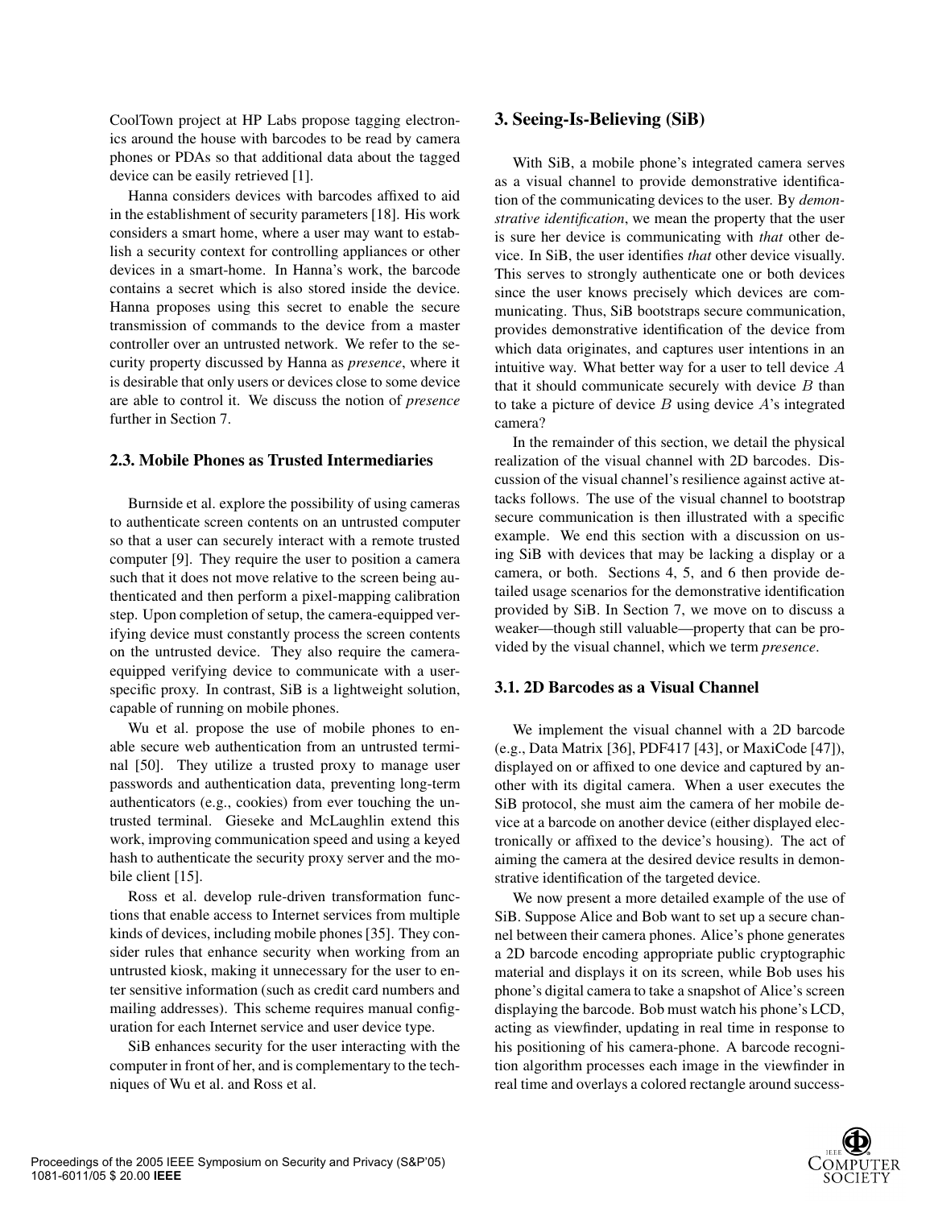CoolTown project at HP Labs propose tagging electronics around the house with barcodes to be read by camera phones or PDAs so that additional data about the tagged device can be easily retrieved [1].

Hanna considers devices with barcodes affixed to aid in the establishment of security parameters [18]. His work considers a smart home, where a user may want to establish a security context for controlling appliances or other devices in a smart-home. In Hanna's work, the barcode contains a secret which is also stored inside the device. Hanna proposes using this secret to enable the secure transmission of commands to the device from a master controller over an untrusted network. We refer to the security property discussed by Hanna as *presence*, where it is desirable that only users or devices close to some device are able to control it. We discuss the notion of *presence* further in Section 7.

### 2.3. Mobile Phones as Trusted Intermediaries

Burnside et al. explore the possibility of using cameras to authenticate screen contents on an untrusted computer so that a user can securely interact with a remote trusted computer [9]. They require the user to position a camera such that it does not move relative to the screen being authenticated and then perform a pixel-mapping calibration step. Upon completion of setup, the camera-equipped verifying device must constantly process the screen contents on the untrusted device. They also require the camera-equipped verifying device to communicate with a user-specific proxy. In contrast, SiB is a lightweight solution, capable of running on mobile phones.

Wu et al. propose the use of mobile phones to enable secure web authentication from an untrusted terminal [50]. They utilize a trusted proxy to manage user passwords and authentication data, preventing long-term authenticators (e.g., cookies) from ever touching the untrusted terminal. Gieseke and McLaughlin extend this work, improving communication speed and using a keyed hash to authenticate the security proxy server and the mobile client [15].

Ross et al. develop rule-driven transformation functions that enable access to Internet services from multiple kinds of devices, including mobile phones [35]. They consider rules that enhance security when working from an untrusted kiosk, making it unnecessary for the user to enter sensitive information (such as credit card numbers and mailing addresses). This scheme requires manual configuration for each Internet service and user device type.

SiB enhances security for the user interacting with the computer in front of her, and is complementary to the techniques of Wu et al. and Ross et al.

## 3. Seeing-Is-Believing (SiB)

With SiB, a mobile phone's integrated camera serves as a visual channel to provide demonstrative identification of the communicating devices to the user. By *demonstrative identification*, we mean the property that the user is sure her device is communicating with *that* other device. In SiB, the user identifies *that* other device visually. This serves to strongly authenticate one or both devices since the user knows precisely which devices are communicating. Thus, SiB bootstraps secure communication, provides demonstrative identification of the device from which data originates, and captures user intentions in an intuitive way. What better way for a user to tell device $A$ that it should communicate securely with device $B$ than to take a picture of device $B$ using device $A$'s integrated camera?

In the remainder of this section, we detail the physical realization of the visual channel with 2D barcodes. Discussion of the visual channel's resilience against active attacks follows. The use of the visual channel to bootstrap secure communication is then illustrated with a specific example. We end this section with a discussion on using SiB with devices that may be lacking a display or a camera, or both. Sections 4, 5, and 6 then provide detailed usage scenarios for the demonstrative identification provided by SiB. In Section 7, we move on to discuss a weaker—though still valuable—property that can be provided by the visual channel, which we term *presence*.

### 3.1. 2D Barcodes as a Visual Channel

We implement the visual channel with a 2D barcode (e.g., Data Matrix [36], PDF417 [43], or MaxiCode [47]), displayed on or affixed to one device and captured by another with its digital camera. When a user executes the SiB protocol, she must aim the camera of her mobile device at a barcode on another device (either displayed electronically or affixed to the device's housing). The act of aiming the camera at the desired device results in demonstrative identification of the targeted device.

We now present a more detailed example of the use of SiB. Suppose Alice and Bob want to set up a secure channel between their camera phones. Alice's phone generates a 2D barcode encoding appropriate public cryptographic material and displays it on its screen, while Bob uses his phone's digital camera to take a snapshot of Alice's screen displaying the barcode. Bob must watch his phone's LCD, acting as viewfinder, updating in real time in response to his positioning of his camera-phone. A barcode recognition algorithm processes each image in the viewfinder in real time and overlays a colored rectangle around success-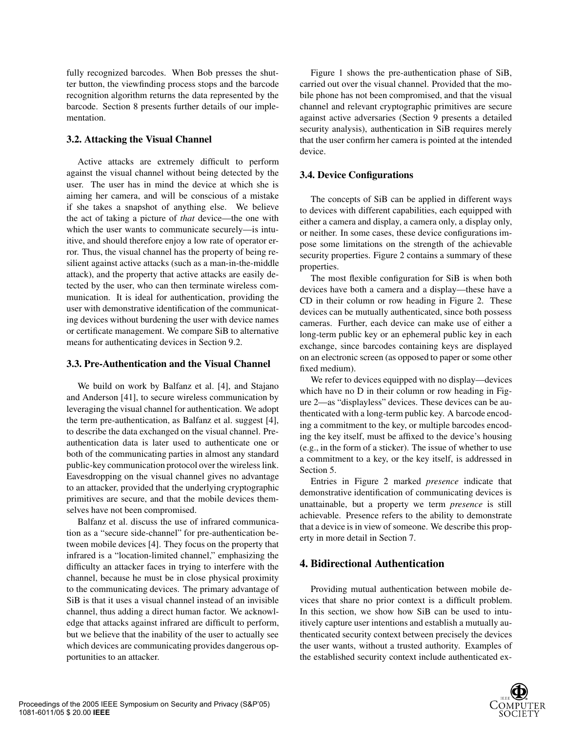fully recognized barcodes. When Bob presses the shutter button, the viewfinding process stops and the barcode recognition algorithm returns the data represented by the barcode. Section 8 presents further details of our implementation.

### 3.2. Attacking the Visual Channel

Active attacks are extremely difficult to perform against the visual channel without being detected by the user. The user has in mind the device at which she is aiming her camera, and will be conscious of a mistake if she takes a snapshot of anything else. We believe the act of taking a picture of *that* device—the one with which the user wants to communicate securely—is intuitive, and should therefore enjoy a low rate of operator error. Thus, the visual channel has the property of being resilient against active attacks (such as a man-in-the-middle attack), and the property that active attacks are easily detected by the user, who can then terminate wireless communication. It is ideal for authentication, providing the user with demonstrative identification of the communicating devices without burdening the user with device names or certificate management. We compare SiB to alternative means for authenticating devices in Section 9.2.

### 3.3. Pre-Authentication and the Visual Channel

We build on work by Balfanz et al. [4], and Stajano and Anderson [41], to secure wireless communication by leveraging the visual channel for authentication. We adopt the term pre-authentication, as Balfanz et al. suggest [4], to describe the data exchanged on the visual channel. Pre-authentication data is later used to authenticate one or both of the communicating parties in almost any standard public-key communication protocol over the wireless link. Eavesdropping on the visual channel gives no advantage to an attacker, provided that the underlying cryptographic primitives are secure, and that the mobile devices themselves have not been compromised.

Balfanz et al. discuss the use of infrared communication as a "secure side-channel" for pre-authentication between mobile devices [4]. They focus on the property that infrared is a "location-limited channel," emphasizing the difficulty an attacker faces in trying to interfere with the channel, because he must be in close physical proximity to the communicating devices. The primary advantage of SiB is that it uses a visual channel instead of an invisible channel, thus adding a direct human factor. We acknowledge that attacks against infrared are difficult to perform, but we believe that the inability of the user to actually see which devices are communicating provides dangerous opportunities to an attacker.

Figure 1 shows the pre-authentication phase of SiB, carried out over the visual channel. Provided that the mobile phone has not been compromised, and that the visual channel and relevant cryptographic primitives are secure against active adversaries (Section 9 presents a detailed security analysis), authentication in SiB requires merely that the user confirm her camera is pointed at the intended device.

### 3.4. Device Configurations

The concepts of SiB can be applied in different ways to devices with different capabilities, each equipped with either a camera and display, a camera only, a display only, or neither. In some cases, these device configurations impose some limitations on the strength of the achievable security properties. Figure 2 contains a summary of these properties.

The most flexible configuration for SiB is when both devices have both a camera and a display—these have a CD in their column or row heading in Figure 2. These devices can be mutually authenticated, since both possess cameras. Further, each device can make use of either a long-term public key or an ephemeral public key in each exchange, since barcodes containing keys are displayed on an electronic screen (as opposed to paper or some other fixed medium).

We refer to devices equipped with no display—devices which have no D in their column or row heading in Figure 2—as "displayless" devices. These devices can be authenticated with a long-term public key. A barcode encoding a commitment to the key, or multiple barcodes encoding the key itself, must be affixed to the device's housing (e.g., in the form of a sticker). The issue of whether to use a commitment to a key, or the key itself, is addressed in Section 5.

Entries in Figure 2 marked *presence* indicate that demonstrative identification of communicating devices is unattainable, but a property we term *presence* is still achievable. Presence refers to the ability to demonstrate that a device is in view of someone. We describe this property in more detail in Section 7.

## 4. Bidirectional Authentication

Providing mutual authentication between mobile devices that share no prior context is a difficult problem. In this section, we show how SiB can be used to intuitively capture user intentions and establish a mutually authenticated security context between precisely the devices the user wants, without a trusted authority. Examples of the established security context include authenticated ex-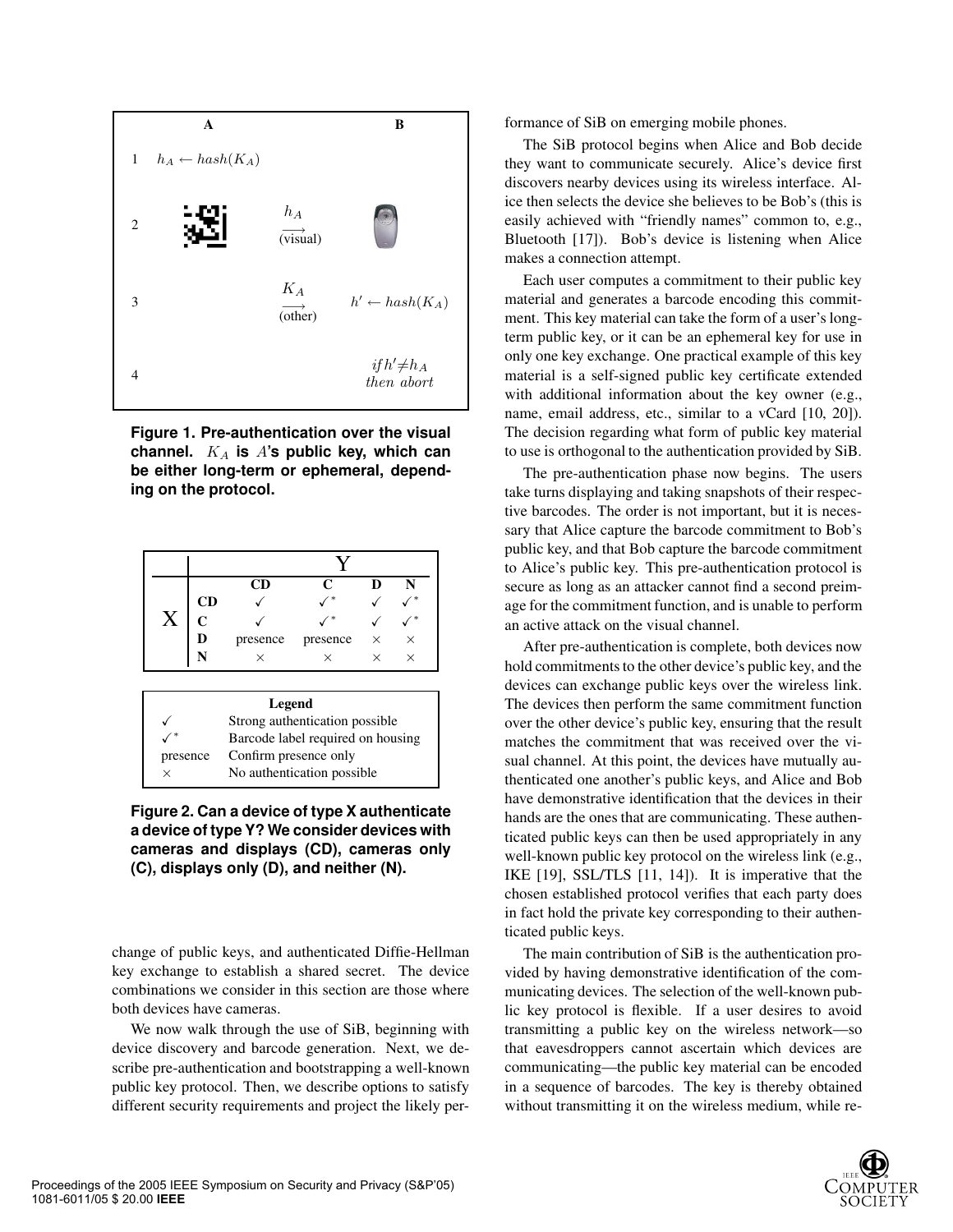| | A | | B |
|---|---|---|---|
| 1 | $h_A \leftarrow hash(K_A)$ | | |
| 2 | | $\xrightarrow[\text{(visual)}]{h_A}$ | |
| 3 | | $\xrightarrow[\text{(other)}]{K_A}$ | $h' \leftarrow hash(K_A)$ |
| 4 | | | $if\, h' \neq h_A$ $then\ abort$ |

**Figure 1. Pre-authentication over the visual channel. $K_A$ is $A$'s public key, which can be either long-term or ephemeral, depending on the protocol.**

| X \ Y | CD | C | D | N |
|---|---|---|---|---|
| **CD** | ✓ | ✓* | ✓ | ✓* |
| **C** | ✓ | ✓* | ✓ | ✓* |
| **D** | presence | presence | × | × |
| **N** | × | × | × | × |

| Legend | |
|---|---|
| ✓ | Strong authentication possible |
| ✓* | Barcode label required on housing |
| presence | Confirm presence only |
| × | No authentication possible |

**Figure 2. Can a device of type X authenticate a device of type Y? We consider devices with cameras and displays (CD), cameras only (C), displays only (D), and neither (N).**

change of public keys, and authenticated Diffie-Hellman key exchange to establish a shared secret. The device combinations we consider in this section are those where both devices have cameras.

We now walk through the use of SiB, beginning with device discovery and barcode generation. Next, we describe pre-authentication and bootstrapping a well-known public key protocol. Then, we describe options to satisfy different security requirements and project the likely performance of SiB on emerging mobile phones.

The SiB protocol begins when Alice and Bob decide they want to communicate securely. Alice's device first discovers nearby devices using its wireless interface. Alice then selects the device she believes to be Bob's (this is easily achieved with "friendly names" common to, e.g., Bluetooth [17]). Bob's device is listening when Alice makes a connection attempt.

Each user computes a commitment to their public key material and generates a barcode encoding this commitment. This key material can take the form of a user's long-term public key, or it can be an ephemeral key for use in only one key exchange. One practical example of this key material is a self-signed public key certificate extended with additional information about the key owner (e.g., name, email address, etc., similar to a vCard [10, 20]). The decision regarding what form of public key material to use is orthogonal to the authentication provided by SiB.

The pre-authentication phase now begins. The users take turns displaying and taking snapshots of their respective barcodes. The order is not important, but it is necessary that Alice capture the barcode commitment to Bob's public key, and that Bob capture the barcode commitment to Alice's public key. This pre-authentication protocol is secure as long as an attacker cannot find a second preimage for the commitment function, and is unable to perform an active attack on the visual channel.

After pre-authentication is complete, both devices now hold commitments to the other device's public key, and the devices can exchange public keys over the wireless link. The devices then perform the same commitment function over the other device's public key, ensuring that the result matches the commitment that was received over the visual channel. At this point, the devices have mutually authenticated one another's public keys, and Alice and Bob have demonstrative identification that the devices in their hands are the ones that are communicating. These authenticated public keys can then be used appropriately in any well-known public key protocol on the wireless link (e.g., IKE [19], SSL/TLS [11, 14]). It is imperative that the chosen established protocol verifies that each party does in fact hold the private key corresponding to their authenticated public keys.

The main contribution of SiB is the authentication provided by having demonstrative identification of the communicating devices. The selection of the well-known public key protocol is flexible. If a user desires to avoid transmitting a public key on the wireless network—so that eavesdroppers cannot ascertain which devices are communicating—the public key material can be encoded in a sequence of barcodes. The key is thereby obtained without transmitting it on the wireless medium, while re-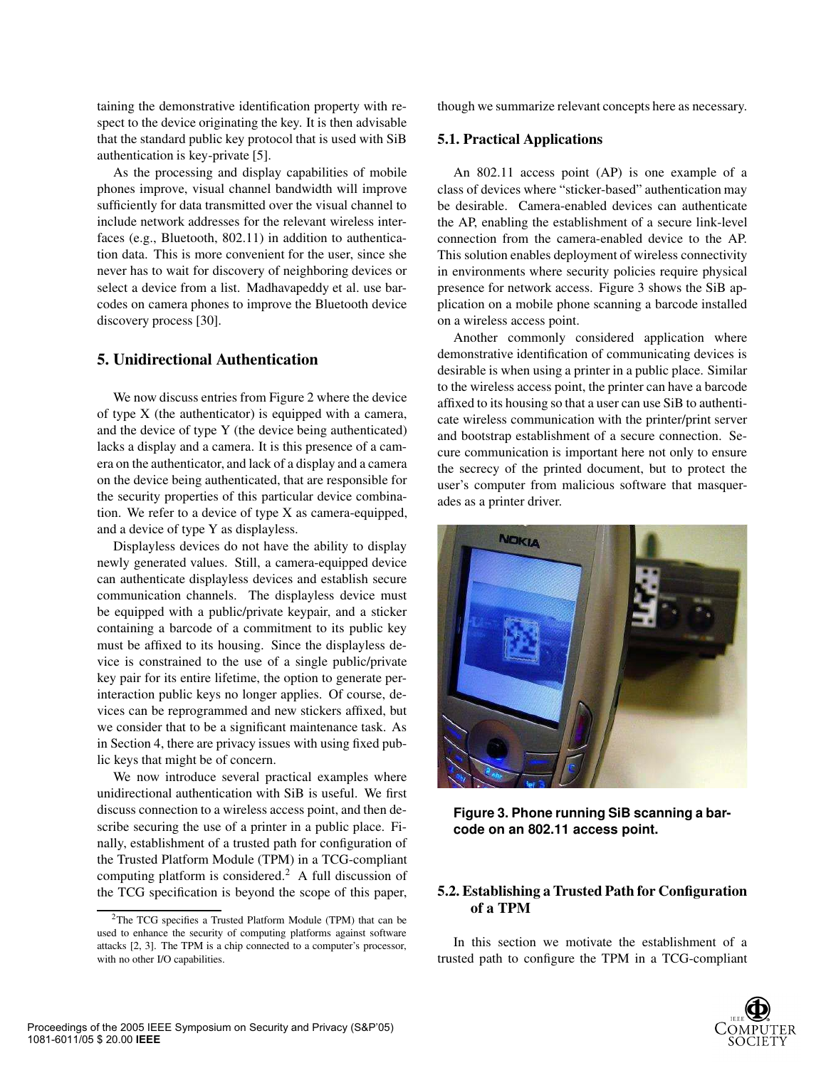taining the demonstrative identification property with respect to the device originating the key. It is then advisable that the standard public key protocol that is used with SiB authentication is key-private [5].

As the processing and display capabilities of mobile phones improve, visual channel bandwidth will improve sufficiently for data transmitted over the visual channel to include network addresses for the relevant wireless interfaces (e.g., Bluetooth, 802.11) in addition to authentication data. This is more convenient for the user, since she never has to wait for discovery of neighboring devices or select a device from a list. Madhavapeddy et al. use barcodes on camera phones to improve the Bluetooth device discovery process [30].

## 5. Unidirectional Authentication

We now discuss entries from Figure 2 where the device of type X (the authenticator) is equipped with a camera, and the device of type Y (the device being authenticated) lacks a display and a camera. It is this presence of a camera on the authenticator, and lack of a display and a camera on the device being authenticated, that are responsible for the security properties of this particular device combination. We refer to a device of type X as camera-equipped, and a device of type Y as displayless.

Displayless devices do not have the ability to display newly generated values. Still, a camera-equipped device can authenticate displayless devices and establish secure communication channels. The displayless device must be equipped with a public/private keypair, and a sticker containing a barcode of a commitment to its public key must be affixed to its housing. Since the displayless device is constrained to the use of a single public/private key pair for its entire lifetime, the option to generate per-interaction public keys no longer applies. Of course, devices can be reprogrammed and new stickers affixed, but we consider that to be a significant maintenance task. As in Section 4, there are privacy issues with using fixed public keys that might be of concern.

We now introduce several practical examples where unidirectional authentication with SiB is useful. We first discuss connection to a wireless access point, and then describe securing the use of a printer in a public place. Finally, establishment of a trusted path for configuration of the Trusted Platform Module (TPM) in a TCG-compliant computing platform is considered.[2] A full discussion of the TCG specification is beyond the scope of this paper, though we summarize relevant concepts here as necessary.

[2] The TCG specifies a Trusted Platform Module (TPM) that can be used to enhance the security of computing platforms against software attacks [2, 3]. The TPM is a chip connected to a computer's processor, with no other I/O capabilities.

### 5.1. Practical Applications

An 802.11 access point (AP) is one example of a class of devices where "sticker-based" authentication may be desirable. Camera-enabled devices can authenticate the AP, enabling the establishment of a secure link-level connection from the camera-enabled device to the AP. This solution enables deployment of wireless connectivity in environments where security policies require physical presence for network access. Figure 3 shows the SiB application on a mobile phone scanning a barcode installed on a wireless access point.

Another commonly considered application where demonstrative identification of communicating devices is desirable is when using a printer in a public place. Similar to the wireless access point, the printer can have a barcode affixed to its housing so that a user can use SiB to authenticate wireless communication with the printer/print server and bootstrap establishment of a secure connection. Secure communication is important here not only to ensure the secrecy of the printed document, but to protect the user's computer from malicious software that masquerades as a printer driver.

**Figure 3. Phone running SiB scanning a barcode on an 802.11 access point.**

### 5.2. Establishing a Trusted Path for Configuration of a TPM

In this section we motivate the establishment of a trusted path to configure the TPM in a TCG-compliant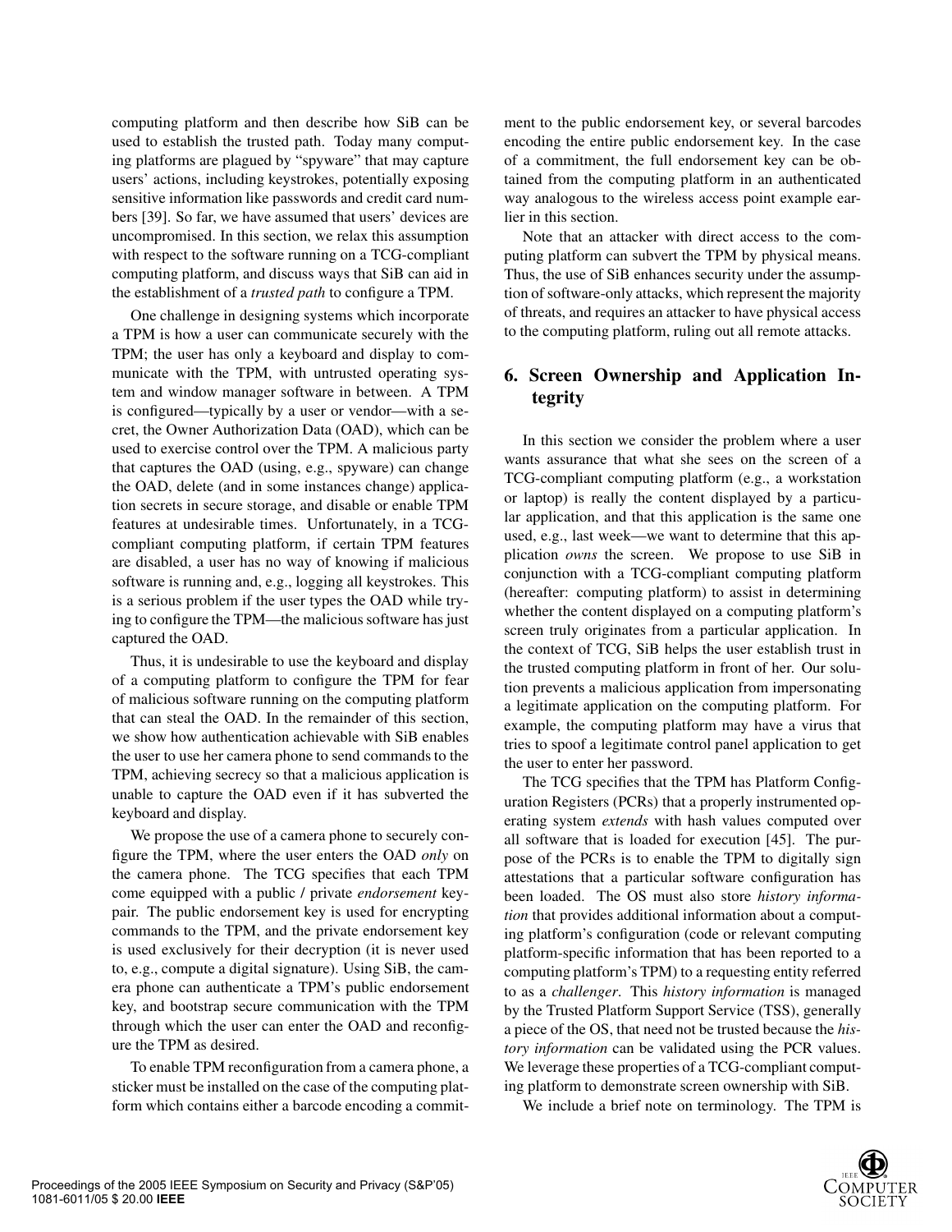computing platform and then describe how SiB can be used to establish the trusted path. Today many computing platforms are plagued by "spyware" that may capture users' actions, including keystrokes, potentially exposing sensitive information like passwords and credit card numbers [39]. So far, we have assumed that users' devices are uncompromised. In this section, we relax this assumption with respect to the software running on a TCG-compliant computing platform, and discuss ways that SiB can aid in the establishment of a *trusted path* to configure a TPM.

One challenge in designing systems which incorporate a TPM is how a user can communicate securely with the TPM; the user has only a keyboard and display to communicate with the TPM, with untrusted operating system and window manager software in between. A TPM is configured—typically by a user or vendor—with a secret, the Owner Authorization Data (OAD), which can be used to exercise control over the TPM. A malicious party that captures the OAD (using, e.g., spyware) can change the OAD, delete (and in some instances change) application secrets in secure storage, and disable or enable TPM features at undesirable times. Unfortunately, in a TCG-compliant computing platform, if certain TPM features are disabled, a user has no way of knowing if malicious software is running and, e.g., logging all keystrokes. This is a serious problem if the user types the OAD while trying to configure the TPM—the malicious software has just captured the OAD.

Thus, it is undesirable to use the keyboard and display of a computing platform to configure the TPM for fear of malicious software running on the computing platform that can steal the OAD. In the remainder of this section, we show how authentication achievable with SiB enables the user to use her camera phone to send commands to the TPM, achieving secrecy so that a malicious application is unable to capture the OAD even if it has subverted the keyboard and display.

We propose the use of a camera phone to securely configure the TPM, where the user enters the OAD *only* on the camera phone. The TCG specifies that each TPM come equipped with a public / private *endorsement* keypair. The public endorsement key is used for encrypting commands to the TPM, and the private endorsement key is used exclusively for their decryption (it is never used to, e.g., compute a digital signature). Using SiB, the camera phone can authenticate a TPM's public endorsement key, and bootstrap secure communication with the TPM through which the user can enter the OAD and reconfigure the TPM as desired.

To enable TPM reconfiguration from a camera phone, a sticker must be installed on the case of the computing platform which contains either a barcode encoding a commitment to the public endorsement key, or several barcodes encoding the entire public endorsement key. In the case of a commitment, the full endorsement key can be obtained from the computing platform in an authenticated way analogous to the wireless access point example earlier in this section.

Note that an attacker with direct access to the computing platform can subvert the TPM by physical means. Thus, the use of SiB enhances security under the assumption of software-only attacks, which represent the majority of threats, and requires an attacker to have physical access to the computing platform, ruling out all remote attacks.

## 6. Screen Ownership and Application Integrity

In this section we consider the problem where a user wants assurance that what she sees on the screen of a TCG-compliant computing platform (e.g., a workstation or laptop) is really the content displayed by a particular application, and that this application is the same one used, e.g., last week—we want to determine that this application *owns* the screen. We propose to use SiB in conjunction with a TCG-compliant computing platform (hereafter: computing platform) to assist in determining whether the content displayed on a computing platform's screen truly originates from a particular application. In the context of TCG, SiB helps the user establish trust in the trusted computing platform in front of her. Our solution prevents a malicious application from impersonating a legitimate application on the computing platform. For example, the computing platform may have a virus that tries to spoof a legitimate control panel application to get the user to enter her password.

The TCG specifies that the TPM has Platform Configuration Registers (PCRs) that a properly instrumented operating system *extends* with hash values computed over all software that is loaded for execution [45]. The purpose of the PCRs is to enable the TPM to digitally sign attestations that a particular software configuration has been loaded. The OS must also store *history information* that provides additional information about a computing platform's configuration (code or relevant computing platform-specific information that has been reported to a computing platform's TPM) to a requesting entity referred to as a *challenger*. This *history information* is managed by the Trusted Platform Support Service (TSS), generally a piece of the OS, that need not be trusted because the *history information* can be validated using the PCR values. We leverage these properties of a TCG-compliant computing platform to demonstrate screen ownership with SiB.

We include a brief note on terminology. The TPM is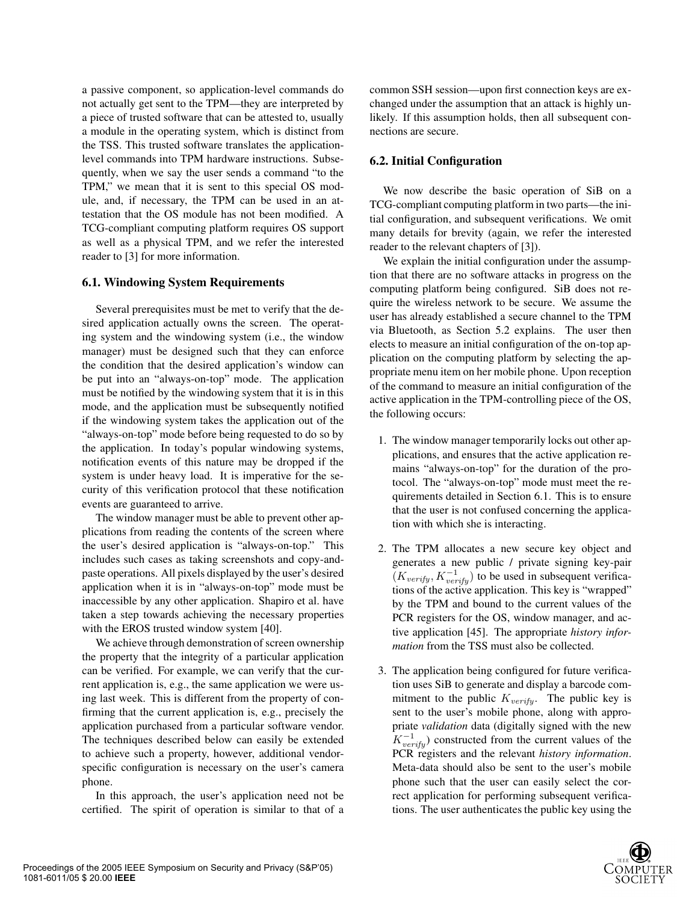a passive component, so application-level commands do not actually get sent to the TPM—they are interpreted by a piece of trusted software that can be attested to, usually a module in the operating system, which is distinct from the TSS. This trusted software translates the application-level commands into TPM hardware instructions. Subsequently, when we say the user sends a command "to the TPM," we mean that it is sent to this special OS module, and, if necessary, the TPM can be used in an attestation that the OS module has not been modified. A TCG-compliant computing platform requires OS support as well as a physical TPM, and we refer the interested reader to [3] for more information.

### 6.1. Windowing System Requirements

Several prerequisites must be met to verify that the desired application actually owns the screen. The operating system and the windowing system (i.e., the window manager) must be designed such that they can enforce the condition that the desired application's window can be put into an "always-on-top" mode. The application must be notified by the windowing system that it is in this mode, and the application must be subsequently notified if the windowing system takes the application out of the "always-on-top" mode before being requested to do so by the application. In today's popular windowing systems, notification events of this nature may be dropped if the system is under heavy load. It is imperative for the security of this verification protocol that these notification events are guaranteed to arrive.

The window manager must be able to prevent other applications from reading the contents of the screen where the user's desired application is "always-on-top." This includes such cases as taking screenshots and copy-and-paste operations. All pixels displayed by the user's desired application when it is in "always-on-top" mode must be inaccessible by any other application. Shapiro et al. have taken a step towards achieving the necessary properties with the EROS trusted window system [40].

We achieve through demonstration of screen ownership the property that the integrity of a particular application can be verified. For example, we can verify that the current application is, e.g., the same application we were using last week. This is different from the property of confirming that the current application is, e.g., precisely the application purchased from a particular software vendor. The techniques described below can easily be extended to achieve such a property, however, additional vendor-specific configuration is necessary on the user's camera phone.

In this approach, the user's application need not be certified. The spirit of operation is similar to that of a common SSH session—upon first connection keys are exchanged under the assumption that an attack is highly unlikely. If this assumption holds, then all subsequent connections are secure.

### 6.2. Initial Configuration

We now describe the basic operation of SiB on a TCG-compliant computing platform in two parts—the initial configuration, and subsequent verifications. We omit many details for brevity (again, we refer the interested reader to the relevant chapters of [3]).

We explain the initial configuration under the assumption that there are no software attacks in progress on the computing platform being configured. SiB does not require the wireless network to be secure. We assume the user has already established a secure channel to the TPM via Bluetooth, as Section 5.2 explains. The user then elects to measure an initial configuration of the on-top application on the computing platform by selecting the appropriate menu item on her mobile phone. Upon reception of the command to measure an initial configuration of the active application in the TPM-controlling piece of the OS, the following occurs:

1. The window manager temporarily locks out other applications, and ensures that the active application remains "always-on-top" for the duration of the protocol. The "always-on-top" mode must meet the requirements detailed in Section 6.1. This is to ensure that the user is not confused concerning the application with which she is interacting.
2. The TPM allocates a new secure key object and generates a new public / private signing key-pair $(K_{verify}, K_{verify}^{-1})$ to be used in subsequent verifications of the active application. This key is "wrapped" by the TPM and bound to the current values of the PCR registers for the OS, window manager, and active application [45]. The appropriate *history information* from the TSS must also be collected.
3. The application being configured for future verification uses SiB to generate and display a barcode commitment to the public $K_{verify}$. The public key is sent to the user's mobile phone, along with appropriate *validation* data (digitally signed with the new $K_{verify}^{-1}$) constructed from the current values of the PCR registers and the relevant *history information*. Meta-data should also be sent to the user's mobile phone such that the user can easily select the correct application for performing subsequent verifications. The user authenticates the public key using the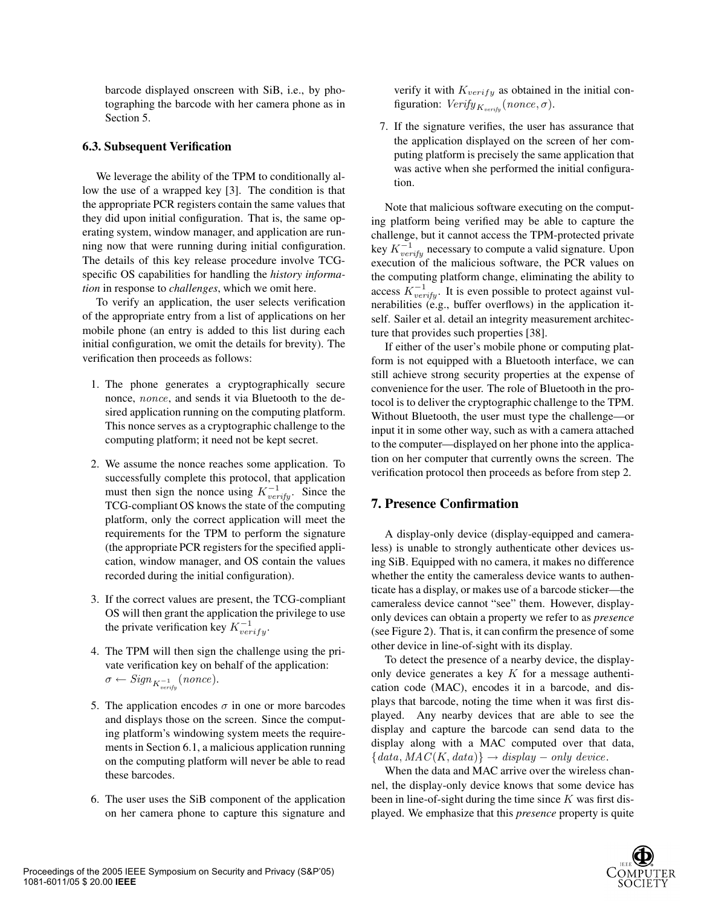barcode displayed onscreen with SiB, i.e., by photographing the barcode with her camera phone as in Section 5.

### 6.3. Subsequent Verification

We leverage the ability of the TPM to conditionally allow the use of a wrapped key [3]. The condition is that the appropriate PCR registers contain the same values that they did upon initial configuration. That is, the same operating system, window manager, and application are running now that were running during initial configuration. The details of this key release procedure involve TCG-specific OS capabilities for handling the *history information* in response to *challenges*, which we omit here.

To verify an application, the user selects verification of the appropriate entry from a list of applications on her mobile phone (an entry is added to this list during each initial configuration, we omit the details for brevity). The verification then proceeds as follows:

1. The phone generates a cryptographically secure nonce, $nonce$, and sends it via Bluetooth to the desired application running on the computing platform. This nonce serves as a cryptographic challenge to the computing platform; it need not be kept secret.

2. We assume the nonce reaches some application. To successfully complete this protocol, that application must then sign the nonce using $K_{verify}^{-1}$. Since the TCG-compliant OS knows the state of the computing platform, only the correct application will meet the requirements for the TPM to perform the signature (the appropriate PCR registers for the specified application, window manager, and OS contain the values recorded during the initial configuration).

3. If the correct values are present, the TCG-compliant OS will then grant the application the privilege to use the private verification key $K_{verify}^{-1}$.

4. The TPM will then sign the challenge using the private verification key on behalf of the application: $\sigma \leftarrow Sign_{K_{verify}^{-1}}(nonce)$.

5. The application encodes $\sigma$ in one or more barcodes and displays those on the screen. Since the computing platform's windowing system meets the requirements in Section 6.1, a malicious application running on the computing platform will never be able to read these barcodes.

6. The user uses the SiB component of the application on her camera phone to capture this signature and verify it with $K_{verify}$ as obtained in the initial configuration: $Verify_{K_{verify}}(nonce, \sigma)$.

7. If the signature verifies, the user has assurance that the application displayed on the screen of her computing platform is precisely the same application that was active when she performed the initial configuration.

Note that malicious software executing on the computing platform being verified may be able to capture the challenge, but it cannot access the TPM-protected private key $K_{verify}^{-1}$ necessary to compute a valid signature. Upon execution of the malicious software, the PCR values on the computing platform change, eliminating the ability to access $K_{verify}^{-1}$. It is even possible to protect against vulnerabilities (e.g., buffer overflows) in the application itself. Sailer et al. detail an integrity measurement architecture that provides such properties [38].

If either of the user's mobile phone or computing platform is not equipped with a Bluetooth interface, we can still achieve strong security properties at the expense of convenience for the user. The role of Bluetooth in the protocol is to deliver the cryptographic challenge to the TPM. Without Bluetooth, the user must type the challenge—or input it in some other way, such as with a camera attached to the computer—displayed on her phone into the application on her computer that currently owns the screen. The verification protocol then proceeds as before from step 2.

## 7. Presence Confirmation

A display-only device (display-equipped and cameraless) is unable to strongly authenticate other devices using SiB. Equipped with no camera, it makes no difference whether the entity the cameraless device wants to authenticate has a display, or makes use of a barcode sticker—the cameraless device cannot "see" them. However, display-only devices can obtain a property we refer to as *presence* (see Figure 2). That is, it can confirm the presence of some other device in line-of-sight with its display.

To detect the presence of a nearby device, the display-only device generates a key $K$ for a message authentication code (MAC), encodes it in a barcode, and displays that barcode, noting the time when it was first displayed. Any nearby devices that are able to see the display and capture the barcode can send data to the display along with a MAC computed over that data, $\{data, MAC(K, data)\} \rightarrow display - only\ device$.

When the data and MAC arrive over the wireless channel, the display-only device knows that some device has been in line-of-sight during the time since $K$ was first displayed. We emphasize that this *presence* property is quite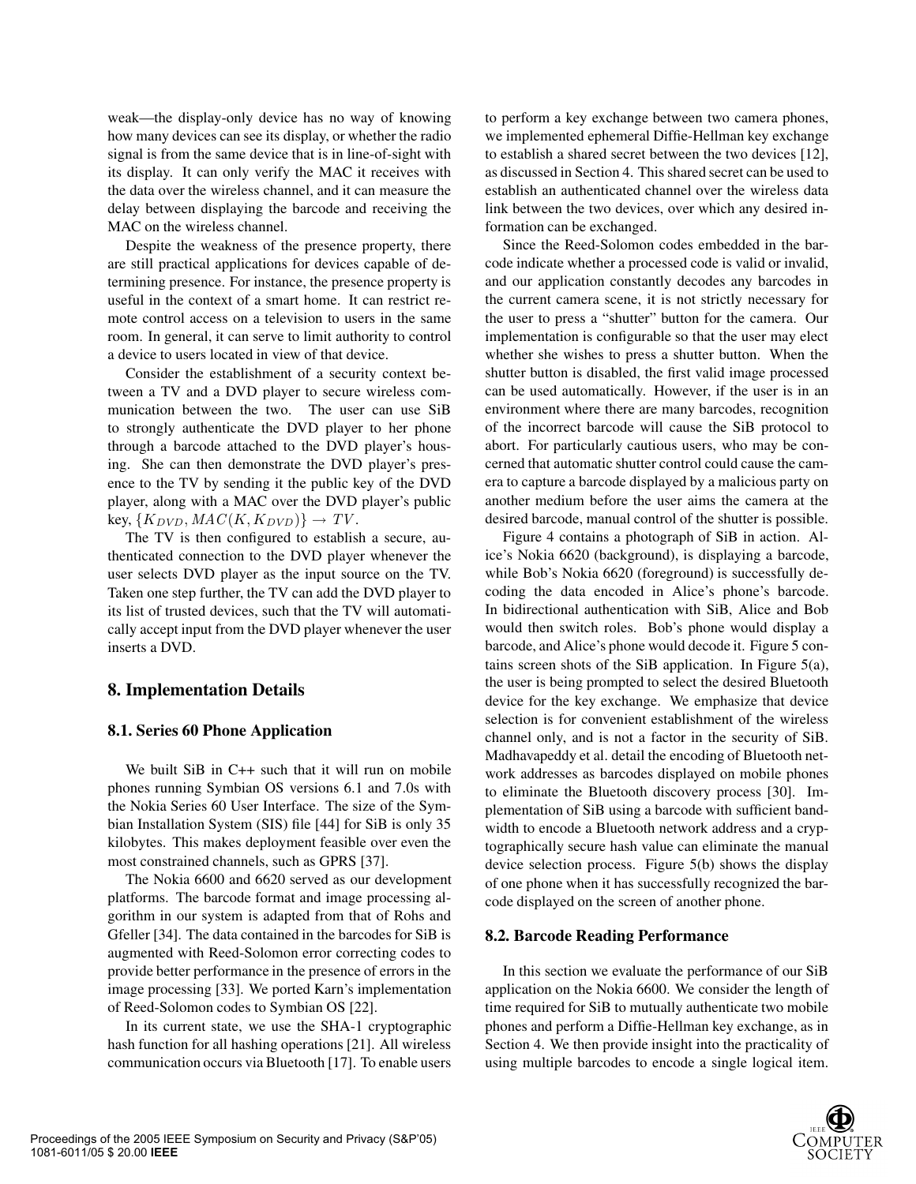weak—the display-only device has no way of knowing how many devices can see its display, or whether the radio signal is from the same device that is in line-of-sight with its display. It can only verify the MAC it receives with the data over the wireless channel, and it can measure the delay between displaying the barcode and receiving the MAC on the wireless channel.

Despite the weakness of the presence property, there are still practical applications for devices capable of determining presence. For instance, the presence property is useful in the context of a smart home. It can restrict remote control access on a television to users in the same room. In general, it can serve to limit authority to control a device to users located in view of that device.

Consider the establishment of a security context between a TV and a DVD player to secure wireless communication between the two. The user can use SiB to strongly authenticate the DVD player to her phone through a barcode attached to the DVD player's housing. She can then demonstrate the DVD player's presence to the TV by sending it the public key of the DVD player, along with a MAC over the DVD player's public key, $\{K_{DVD}, MAC(K, K_{DVD})\} \rightarrow TV$.

The TV is then configured to establish a secure, authenticated connection to the DVD player whenever the user selects DVD player as the input source on the TV. Taken one step further, the TV can add the DVD player to its list of trusted devices, such that the TV will automatically accept input from the DVD player whenever the user inserts a DVD.

## 8. Implementation Details

### 8.1. Series 60 Phone Application

We built SiB in C++ such that it will run on mobile phones running Symbian OS versions 6.1 and 7.0s with the Nokia Series 60 User Interface. The size of the Symbian Installation System (SIS) file [44] for SiB is only 35 kilobytes. This makes deployment feasible over even the most constrained channels, such as GPRS [37].

The Nokia 6600 and 6620 served as our development platforms. The barcode format and image processing algorithm in our system is adapted from that of Rohs and Gfeller [34]. The data contained in the barcodes for SiB is augmented with Reed-Solomon error correcting codes to provide better performance in the presence of errors in the image processing [33]. We ported Karn's implementation of Reed-Solomon codes to Symbian OS [22].

In its current state, we use the SHA-1 cryptographic hash function for all hashing operations [21]. All wireless communication occurs via Bluetooth [17]. To enable users to perform a key exchange between two camera phones, we implemented ephemeral Diffie-Hellman key exchange to establish a shared secret between the two devices [12], as discussed in Section 4. This shared secret can be used to establish an authenticated channel over the wireless data link between the two devices, over which any desired information can be exchanged.

Since the Reed-Solomon codes embedded in the barcode indicate whether a processed code is valid or invalid, and our application constantly decodes any barcodes in the current camera scene, it is not strictly necessary for the user to press a "shutter" button for the camera. Our implementation is configurable so that the user may elect whether she wishes to press a shutter button. When the shutter button is disabled, the first valid image processed can be used automatically. However, if the user is in an environment where there are many barcodes, recognition of the incorrect barcode will cause the SiB protocol to abort. For particularly cautious users, who may be concerned that automatic shutter control could cause the camera to capture a barcode displayed by a malicious party on another medium before the user aims the camera at the desired barcode, manual control of the shutter is possible.

Figure 4 contains a photograph of SiB in action. Alice's Nokia 6620 (background), is displaying a barcode, while Bob's Nokia 6620 (foreground) is successfully decoding the data encoded in Alice's phone's barcode. In bidirectional authentication with SiB, Alice and Bob would then switch roles. Bob's phone would display a barcode, and Alice's phone would decode it. Figure 5 contains screen shots of the SiB application. In Figure 5(a), the user is being prompted to select the desired Bluetooth device for the key exchange. We emphasize that device selection is for convenient establishment of the wireless channel only, and is not a factor in the security of SiB. Madhavapeddy et al. detail the encoding of Bluetooth network addresses as barcodes displayed on mobile phones to eliminate the Bluetooth discovery process [30]. Implementation of SiB using a barcode with sufficient bandwidth to encode a Bluetooth network address and a cryptographically secure hash value can eliminate the manual device selection process. Figure 5(b) shows the display of one phone when it has successfully recognized the barcode displayed on the screen of another phone.

### 8.2. Barcode Reading Performance

In this section we evaluate the performance of our SiB application on the Nokia 6600. We consider the length of time required for SiB to mutually authenticate two mobile phones and perform a Diffie-Hellman key exchange, as in Section 4. We then provide insight into the practicality of using multiple barcodes to encode a single logical item.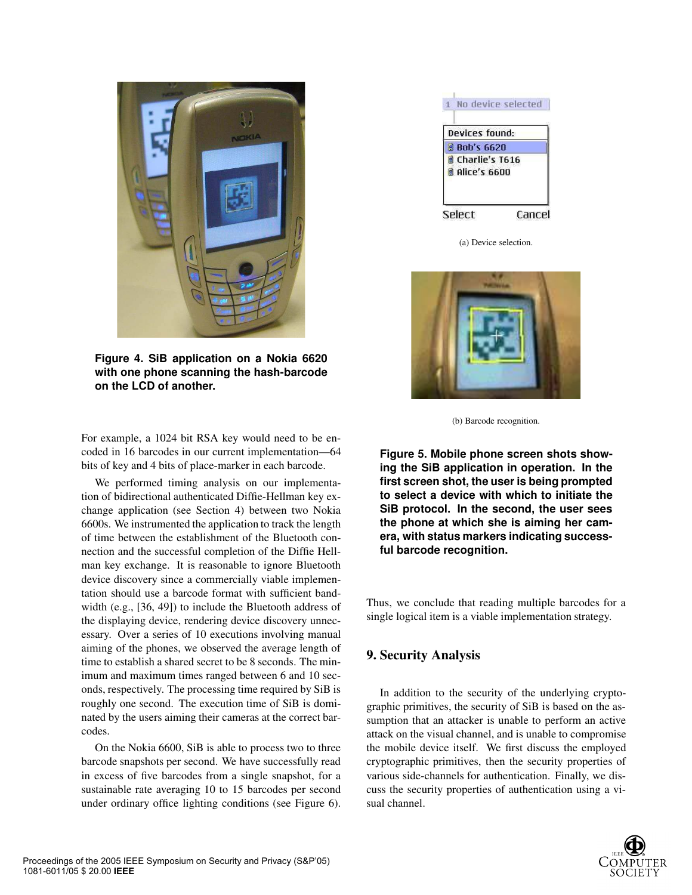**Figure 4. SiB application on a Nokia 6620 with one phone scanning the hash-barcode on the LCD of another.**

For example, a 1024 bit RSA key would need to be encoded in 16 barcodes in our current implementation—64 bits of key and 4 bits of place-marker in each barcode.

We performed timing analysis on our implementation of bidirectional authenticated Diffie-Hellman key exchange application (see Section 4) between two Nokia 6600s. We instrumented the application to track the length of time between the establishment of the Bluetooth connection and the successful completion of the Diffie Hellman key exchange. It is reasonable to ignore Bluetooth device discovery since a commercially viable implementation should use a barcode format with sufficient bandwidth (e.g., [36, 49]) to include the Bluetooth address of the displaying device, rendering device discovery unnecessary. Over a series of 10 executions involving manual aiming of the phones, we observed the average length of time to establish a shared secret to be 8 seconds. The minimum and maximum times ranged between 6 and 10 seconds, respectively. The processing time required by SiB is roughly one second. The execution time of SiB is dominated by the users aiming their cameras at the correct barcodes.

On the Nokia 6600, SiB is able to process two to three barcode snapshots per second. We have successfully read in excess of five barcodes from a single snapshot, for a sustainable rate averaging 10 to 15 barcodes per second under ordinary office lighting conditions (see Figure 6).

(a) Device selection.

(b) Barcode recognition.

**Figure 5. Mobile phone screen shots showing the SiB application in operation. In the first screen shot, the user is being prompted to select a device with which to initiate the SiB protocol. In the second, the user sees the phone at which she is aiming her camera, with status markers indicating successful barcode recognition.**

Thus, we conclude that reading multiple barcodes for a single logical item is a viable implementation strategy.

## 9. Security Analysis

In addition to the security of the underlying cryptographic primitives, the security of SiB is based on the assumption that an attacker is unable to perform an active attack on the visual channel, and is unable to compromise the mobile device itself. We first discuss the employed cryptographic primitives, then the security properties of various side-channels for authentication. Finally, we discuss the security properties of authentication using a visual channel.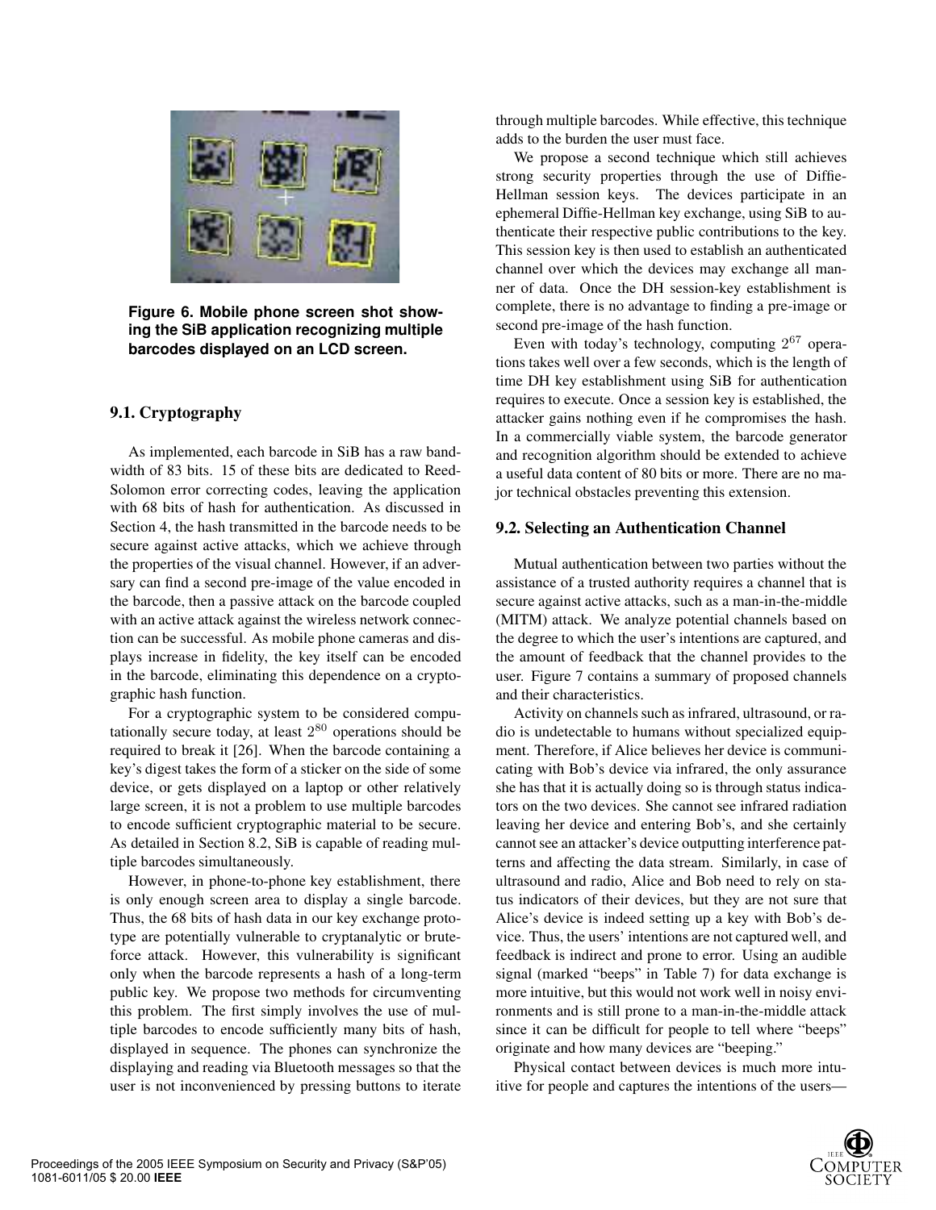Figure 6. Mobile phone screen shot showing the SiB application recognizing multiple barcodes displayed on an LCD screen.

### 9.1. Cryptography

As implemented, each barcode in SiB has a raw bandwidth of 83 bits. 15 of these bits are dedicated to Reed-Solomon error correcting codes, leaving the application with 68 bits of hash for authentication. As discussed in Section 4, the hash transmitted in the barcode needs to be secure against active attacks, which we achieve through the properties of the visual channel. However, if an adversary can find a second pre-image of the value encoded in the barcode, then a passive attack on the barcode coupled with an active attack against the wireless network connection can be successful. As mobile phone cameras and displays increase in fidelity, the key itself can be encoded in the barcode, eliminating this dependence on a cryptographic hash function.

For a cryptographic system to be considered computationally secure today, at least $2^{80}$ operations should be required to break it [26]. When the barcode containing a key's digest takes the form of a sticker on the side of some device, or gets displayed on a laptop or other relatively large screen, it is not a problem to use multiple barcodes to encode sufficient cryptographic material to be secure. As detailed in Section 8.2, SiB is capable of reading multiple barcodes simultaneously.

However, in phone-to-phone key establishment, there is only enough screen area to display a single barcode. Thus, the 68 bits of hash data in our key exchange prototype are potentially vulnerable to cryptanalytic or brute-force attack. However, this vulnerability is significant only when the barcode represents a hash of a long-term public key. We propose two methods for circumventing this problem. The first simply involves the use of multiple barcodes to encode sufficiently many bits of hash, displayed in sequence. The phones can synchronize the displaying and reading via Bluetooth messages so that the user is not inconvenienced by pressing buttons to iterate through multiple barcodes. While effective, this technique adds to the burden the user must face.

We propose a second technique which still achieves strong security properties through the use of Diffie-Hellman session keys. The devices participate in an ephemeral Diffie-Hellman key exchange, using SiB to authenticate their respective public contributions to the key. This session key is then used to establish an authenticated channel over which the devices may exchange all manner of data. Once the DH session-key establishment is complete, there is no advantage to finding a pre-image or second pre-image of the hash function.

Even with today's technology, computing $2^{67}$ operations takes well over a few seconds, which is the length of time DH key establishment using SiB for authentication requires to execute. Once a session key is established, the attacker gains nothing even if he compromises the hash. In a commercially viable system, the barcode generator and recognition algorithm should be extended to achieve a useful data content of 80 bits or more. There are no major technical obstacles preventing this extension.

### 9.2. Selecting an Authentication Channel

Mutual authentication between two parties without the assistance of a trusted authority requires a channel that is secure against active attacks, such as a man-in-the-middle (MITM) attack. We analyze potential channels based on the degree to which the user's intentions are captured, and the amount of feedback that the channel provides to the user. Figure 7 contains a summary of proposed channels and their characteristics.

Activity on channels such as infrared, ultrasound, or radio is undetectable to humans without specialized equipment. Therefore, if Alice believes her device is communicating with Bob's device via infrared, the only assurance she has that it is actually doing so is through status indicators on the two devices. She cannot see infrared radiation leaving her device and entering Bob's, and she certainly cannot see an attacker's device outputting interference patterns and affecting the data stream. Similarly, in case of ultrasound and radio, Alice and Bob need to rely on status indicators of their devices, but they are not sure that Alice's device is indeed setting up a key with Bob's device. Thus, the users' intentions are not captured well, and feedback is indirect and prone to error. Using an audible signal (marked "beeps" in Table 7) for data exchange is more intuitive, but this would not work well in noisy environments and is still prone to a man-in-the-middle attack since it can be difficult for people to tell where "beeps" originate and how many devices are "beeping."

Physical contact between devices is much more intuitive for people and captures the intentions of the users—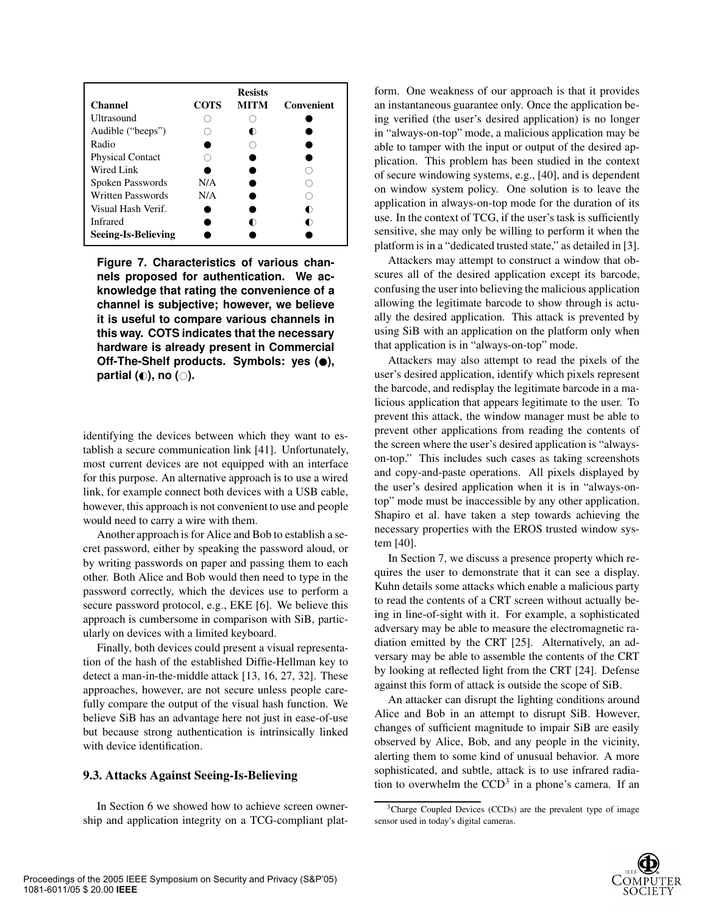| Channel | COTS | Resists MITM | Convenient |
|---|---|---|---|
| Ultrasound | ○ | ○ | ● |
| Audible (“beeps”) | ○ | ◐ | ● |
| Radio | ● | ○ | ● |
| Physical Contact | ○ | ● | ● |
| Wired Link | ● | ● | ○ |
| Spoken Passwords | N/A | ● | ○ |
| Written Passwords | N/A | ● | ○ |
| Visual Hash Verif. | ● | ● | ◐ |
| Infrared | ● | ◐ | ◐ |
| **Seeing-Is-Believing** | ● | ● | ● |

**Figure 7. Characteristics of various channels proposed for authentication. We acknowledge that rating the convenience of a channel is subjective; however, we believe it is useful to compare various channels in this way. COTS indicates that the necessary hardware is already present in Commercial Off-The-Shelf products. Symbols: yes (●), partial (◐), no (○).**

identifying the devices between which they want to establish a secure communication link [41]. Unfortunately, most current devices are not equipped with an interface for this purpose. An alternative approach is to use a wired link, for example connect both devices with a USB cable, however, this approach is not convenient to use and people would need to carry a wire with them.

Another approach is for Alice and Bob to establish a secret password, either by speaking the password aloud, or by writing passwords on paper and passing them to each other. Both Alice and Bob would then need to type in the password correctly, which the devices use to perform a secure password protocol, e.g., EKE [6]. We believe this approach is cumbersome in comparison with SiB, particularly on devices with a limited keyboard.

Finally, both devices could present a visual representation of the hash of the established Diffie-Hellman key to detect a man-in-the-middle attack [13, 16, 27, 32]. These approaches, however, are not secure unless people carefully compare the output of the visual hash function. We believe SiB has an advantage here not just in ease-of-use but because strong authentication is intrinsically linked with device identification.

### 9.3. Attacks Against Seeing-Is-Believing

In Section 6 we showed how to achieve screen ownership and application integrity on a TCG-compliant platform. One weakness of our approach is that it provides an instantaneous guarantee only. Once the application being verified (the user's desired application) is no longer in "always-on-top" mode, a malicious application may be able to tamper with the input or output of the desired application. This problem has been studied in the context of secure windowing systems, e.g., [40], and is dependent on window system policy. One solution is to leave the application in always-on-top mode for the duration of its use. In the context of TCG, if the user's task is sufficiently sensitive, she may only be willing to perform it when the platform is in a "dedicated trusted state," as detailed in [3].

Attackers may attempt to construct a window that obscures all of the desired application except its barcode, confusing the user into believing the malicious application allowing the legitimate barcode to show through is actually the desired application. This attack is prevented by using SiB with an application on the platform only when that application is in "always-on-top" mode.

Attackers may also attempt to read the pixels of the user's desired application, identify which pixels represent the barcode, and redisplay the legitimate barcode in a malicious application that appears legitimate to the user. To prevent this attack, the window manager must be able to prevent other applications from reading the contents of the screen where the user's desired application is "always-on-top." This includes such cases as taking screenshots and copy-and-paste operations. All pixels displayed by the user's desired application when it is in "always-on-top" mode must be inaccessible by any other application. Shapiro et al. have taken a step towards achieving the necessary properties with the EROS trusted window system [40].

In Section 7, we discuss a presence property which requires the user to demonstrate that it can see a display. Kuhn details some attacks which enable a malicious party to read the contents of a CRT screen without actually being in line-of-sight with it. For example, a sophisticated adversary may be able to measure the electromagnetic radiation emitted by the CRT [25]. Alternatively, an adversary may be able to assemble the contents of the CRT by looking at reflected light from the CRT [24]. Defense against this form of attack is outside the scope of SiB.

An attacker can disrupt the lighting conditions around Alice and Bob in an attempt to disrupt SiB. However, changes of sufficient magnitude to impair SiB are easily observed by Alice, Bob, and any people in the vicinity, alerting them to some kind of unusual behavior. A more sophisticated, and subtle, attack is to use infrared radiation to overwhelm the CCD[3] in a phone's camera. If an

[3] Charge Coupled Devices (CCDs) are the prevalent type of image sensor used in today's digital cameras.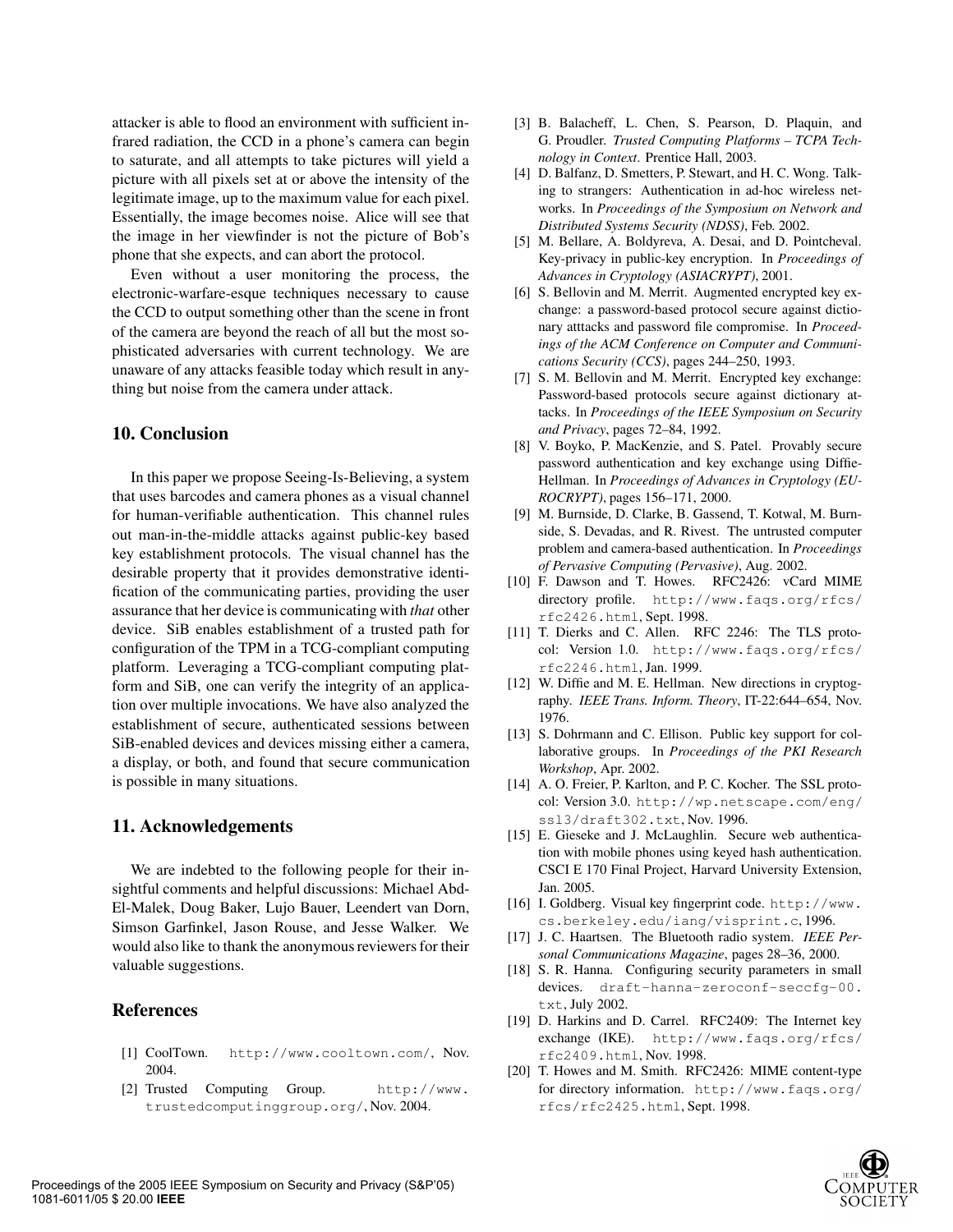attacker is able to flood an environment with sufficient infrared radiation, the CCD in a phone's camera can begin to saturate, and all attempts to take pictures will yield a picture with all pixels set at or above the intensity of the legitimate image, up to the maximum value for each pixel. Essentially, the image becomes noise. Alice will see that the image in her viewfinder is not the picture of Bob's phone that she expects, and can abort the protocol.

Even without a user monitoring the process, the electronic-warfare-esque techniques necessary to cause the CCD to output something other than the scene in front of the camera are beyond the reach of all but the most sophisticated adversaries with current technology. We are unaware of any attacks feasible today which result in anything but noise from the camera under attack.

## 10. Conclusion

In this paper we propose Seeing-Is-Believing, a system that uses barcodes and camera phones as a visual channel for human-verifiable authentication. This channel rules out man-in-the-middle attacks against public-key based key establishment protocols. The visual channel has the desirable property that it provides demonstrative identification of the communicating parties, providing the user assurance that her device is communicating with *that* other device. SiB enables establishment of a trusted path for configuration of the TPM in a TCG-compliant computing platform. Leveraging a TCG-compliant computing platform and SiB, one can verify the integrity of an application over multiple invocations. We have also analyzed the establishment of secure, authenticated sessions between SiB-enabled devices and devices missing either a camera, a display, or both, and found that secure communication is possible in many situations.

## 11. Acknowledgements

We are indebted to the following people for their insightful comments and helpful discussions: Michael Abd-El-Malek, Doug Baker, Lujo Bauer, Leendert van Dorn, Simson Garfinkel, Jason Rouse, and Jesse Walker. We would also like to thank the anonymous reviewers for their valuable suggestions.

## References

[1] CoolTown. http://www.cooltown.com/, Nov. 2004.

[2] Trusted Computing Group. http://www.trustedcomputinggroup.org/, Nov. 2004.

[3] B. Balacheff, L. Chen, S. Pearson, D. Plaquin, and G. Proudler. *Trusted Computing Platforms – TCPA Technology in Context*. Prentice Hall, 2003.

[4] D. Balfanz, D. Smetters, P. Stewart, and H. C. Wong. Talking to strangers: Authentication in ad-hoc wireless networks. In *Proceedings of the Symposium on Network and Distributed Systems Security (NDSS)*, Feb. 2002.

[5] M. Bellare, A. Boldyreva, A. Desai, and D. Pointcheval. Key-privacy in public-key encryption. In *Proceedings of Advances in Cryptology (ASIACRYPT)*, 2001.

[6] S. Bellovin and M. Merrit. Augmented encrypted key exchange: a password-based protocol secure against dictionary atttacks and password file compromise. In *Proceedings of the ACM Conference on Computer and Communications Security (CCS)*, pages 244–250, 1993.

[7] S. M. Bellovin and M. Merrit. Encrypted key exchange: Password-based protocols secure against dictionary attacks. In *Proceedings of the IEEE Symposium on Security and Privacy*, pages 72–84, 1992.

[8] V. Boyko, P. MacKenzie, and S. Patel. Provably secure password authentication and key exchange using Diffie-Hellman. In *Proceedings of Advances in Cryptology (EUROCRYPT)*, pages 156–171, 2000.

[9] M. Burnside, D. Clarke, B. Gassend, T. Kotwal, M. Burnside, S. Devadas, and R. Rivest. The untrusted computer problem and camera-based authentication. In *Proceedings of Pervasive Computing (Pervasive)*, Aug. 2002.

[10] F. Dawson and T. Howes. RFC2426: vCard MIME directory profile. http://www.faqs.org/rfcs/rfc2426.html, Sept. 1998.

[11] T. Dierks and C. Allen. RFC 2246: The TLS protocol: Version 1.0. http://www.faqs.org/rfcs/rfc2246.html, Jan. 1999.

[12] W. Diffie and M. E. Hellman. New directions in cryptography. *IEEE Trans. Inform. Theory*, IT-22:644–654, Nov. 1976.

[13] S. Dohrmann and C. Ellison. Public key support for collaborative groups. In *Proceedings of the PKI Research Workshop*, Apr. 2002.

[14] A. O. Freier, P. Karlton, and P. C. Kocher. The SSL protocol: Version 3.0. http://wp.netscape.com/eng/ssl3/draft302.txt, Nov. 1996.

[15] E. Gieseke and J. McLaughlin. Secure web authentication with mobile phones using keyed hash authentication. CSCI E 170 Final Project, Harvard University Extension, Jan. 2005.

[16] I. Goldberg. Visual key fingerprint code. http://www.cs.berkeley.edu/iang/visprint.c, 1996.

[17] J. C. Haartsen. The Bluetooth radio system. *IEEE Personal Communications Magazine*, pages 28–36, 2000.

[18] S. R. Hanna. Configuring security parameters in small devices. draft-hanna-zeroconf-seccfg-00.txt, July 2002.

[19] D. Harkins and D. Carrel. RFC2409: The Internet key exchange (IKE). http://www.faqs.org/rfcs/rfc2409.html, Nov. 1998.

[20] T. Howes and M. Smith. RFC2426: MIME content-type for directory information. http://www.faqs.org/rfcs/rfc2425.html, Sept. 1998.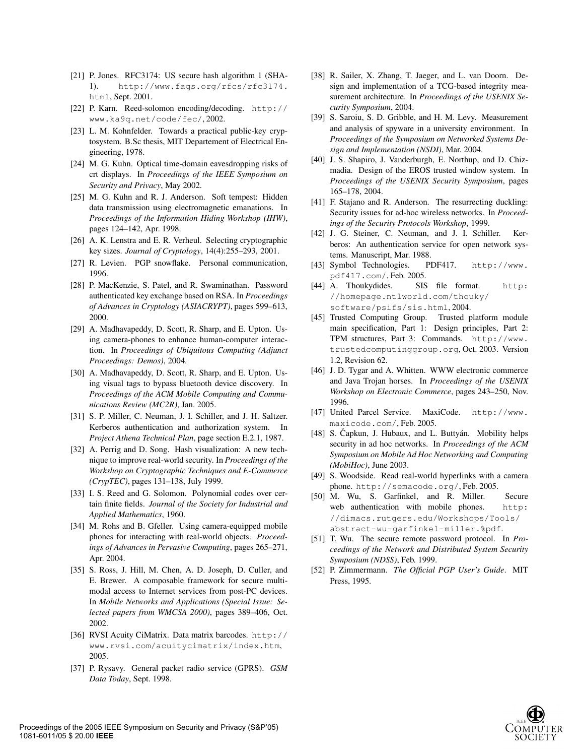[21] P. Jones. RFC3174: US secure hash algorithm 1 (SHA-1). http://www.faqs.org/rfcs/rfc3174.html, Sept. 2001.

[22] P. Karn. Reed-solomon encoding/decoding. http://www.ka9q.net/code/fec/, 2002.

[23] L. M. Kohnfelder. Towards a practical public-key cryptosystem. B.Sc thesis, MIT Departement of Electrical Engineering, 1978.

[24] M. G. Kuhn. Optical time-domain eavesdropping risks of crt displays. In *Proceedings of the IEEE Symposium on Security and Privacy*, May 2002.

[25] M. G. Kuhn and R. J. Anderson. Soft tempest: Hidden data transmission using electromagnetic emanations. In *Proceedings of the Information Hiding Workshop (IHW)*, pages 124–142, Apr. 1998.

[26] A. K. Lenstra and E. R. Verheul. Selecting cryptographic key sizes. *Journal of Cryptology*, 14(4):255–293, 2001.

[27] R. Levien. PGP snowflake. Personal communication, 1996.

[28] P. MacKenzie, S. Patel, and R. Swaminathan. Password authenticated key exchange based on RSA. In *Proceedings of Advances in Cryptology (ASIACRYPT)*, pages 599–613, 2000.

[29] A. Madhavapeddy, D. Scott, R. Sharp, and E. Upton. Using camera-phones to enhance human-computer interaction. In *Proceedings of Ubiquitous Computing (Adjunct Proceedings: Demos)*, 2004.

[30] A. Madhavapeddy, D. Scott, R. Sharp, and E. Upton. Using visual tags to bypass bluetooth device discovery. In *Proceedings of the ACM Mobile Computing and Communications Review (MC2R)*, Jan. 2005.

[31] S. P. Miller, C. Neuman, J. I. Schiller, and J. H. Saltzer. Kerberos authentication and authorization system. In *Project Athena Technical Plan*, page section E.2.1, 1987.

[32] A. Perrig and D. Song. Hash visualization: A new technique to improve real-world security. In *Proceedings of the Workshop on Cryptographic Techniques and E-Commerce (CrypTEC)*, pages 131–138, July 1999.

[33] I. S. Reed and G. Solomon. Polynomial codes over certain finite fields. *Journal of the Society for Industrial and Applied Mathematics*, 1960.

[34] M. Rohs and B. Gfeller. Using camera-equipped mobile phones for interacting with real-world objects. *Proceedings of Advances in Pervasive Computing*, pages 265–271, Apr. 2004.

[35] S. Ross, J. Hill, M. Chen, A. D. Joseph, D. Culler, and E. Brewer. A composable framework for secure multimodal access to Internet services from post-PC devices. In *Mobile Networks and Applications (Special Issue: Selected papers from WMCSA 2000)*, pages 389–406, Oct. 2002.

[36] RVSI Acuity CiMatrix. Data matrix barcodes. http://www.rvsi.com/acuitycimatrix/index.htm, 2005.

[37] P. Rysavy. General packet radio service (GPRS). *GSM Data Today*, Sept. 1998.

[38] R. Sailer, X. Zhang, T. Jaeger, and L. van Doorn. Design and implementation of a TCG-based integrity measurement architecture. In *Proceedings of the USENIX Security Symposium*, 2004.

[39] S. Saroiu, S. D. Gribble, and H. M. Levy. Measurement and analysis of spyware in a university environment. In *Proceedings of the Symposium on Networked Systems Design and Implementation (NSDI)*, Mar. 2004.

[40] J. S. Shapiro, J. Vanderburgh, E. Northup, and D. Chizmadia. Design of the EROS trusted window system. In *Proceedings of the USENIX Security Symposium*, pages 165–178, 2004.

[41] F. Stajano and R. Anderson. The resurrecting duckling: Security issues for ad-hoc wireless networks. In *Proceedings of the Security Protocols Workshop*, 1999.

[42] J. G. Steiner, C. Neuman, and J. I. Schiller. Kerberos: An authentication service for open network systems. Manuscript, Mar. 1988.

[43] Symbol Technologies. PDF417. http://www.pdf417.com/, Feb. 2005.

[44] A. Thoukydides. SIS file format. http://homepage.ntlworld.com/thouky/software/psifs/sis.html, 2004.

[45] Trusted Computing Group. Trusted platform module main specification, Part 1: Design principles, Part 2: TPM structures, Part 3: Commands. http://www.trustedcomputinggroup.org, Oct. 2003. Version 1.2, Revision 62.

[46] J. D. Tygar and A. Whitten. WWW electronic commerce and Java Trojan horses. In *Proceedings of the USENIX Workshop on Electronic Commerce*, pages 243–250, Nov. 1996.

[47] United Parcel Service. MaxiCode. http://www.maxicode.com/, Feb. 2005.

[48] S. Čapkun, J. Hubaux, and L. Buttyán. Mobility helps security in ad hoc networks. In *Proceedings of the ACM Symposium on Mobile Ad Hoc Networking and Computing (MobiHoc)*, June 2003.

[49] S. Woodside. Read real-world hyperlinks with a camera phone. http://semacode.org/, Feb. 2005.

[50] M. Wu, S. Garfinkel, and R. Miller. Secure web authentication with mobile phones. http://dimacs.rutgers.edu/Workshops/Tools/abstract-wu-garfinkel-miller.%pdf.

[51] T. Wu. The secure remote password protocol. In *Proceedings of the Network and Distributed System Security Symposium (NDSS)*, Feb. 1999.

[52] P. Zimmermann. *The Official PGP User's Guide*. MIT Press, 1995.